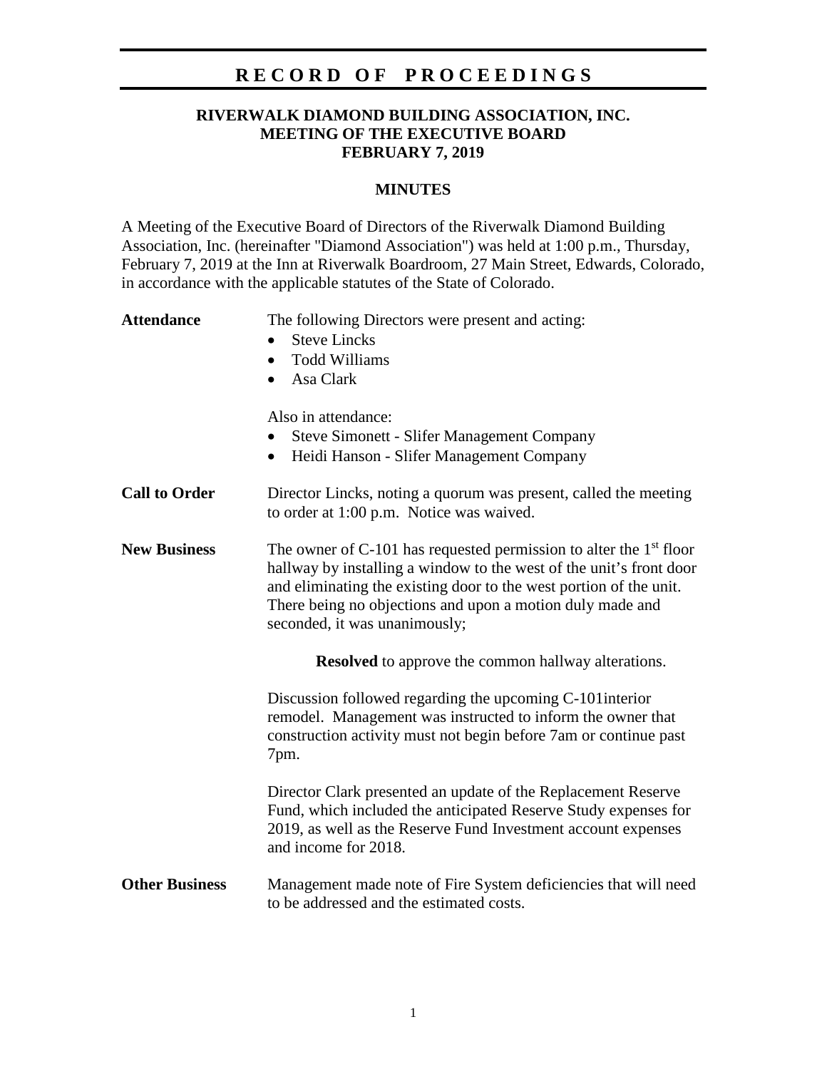# RECORD OF PROCEEDINGS

**RIVERWALK DIAMOND BUILDING ASSOCIATION, INC.**
**MEETING OF THE EXECUTIVE BOARD**
**FEBRUARY 7, 2019**

## MINUTES

A Meeting of the Executive Board of Directors of the Riverwalk Diamond Building Association, Inc. (hereinafter "Diamond Association") was held at 1:00 p.m., Thursday, February 7, 2019 at the Inn at Riverwalk Boardroom, 27 Main Street, Edwards, Colorado, in accordance with the applicable statutes of the State of Colorado.

**Attendance**

The following Directors were present and acting:

- Steve Lincks
- Todd Williams
- Asa Clark

Also in attendance:

- Steve Simonett - Slifer Management Company
- Heidi Hanson - Slifer Management Company

**Call to Order**

Director Lincks, noting a quorum was present, called the meeting to order at 1:00 p.m. Notice was waived.

**New Business**

The owner of C-101 has requested permission to alter the 1st floor hallway by installing a window to the west of the unit's front door and eliminating the existing door to the west portion of the unit. There being no objections and upon a motion duly made and seconded, it was unanimously;

**Resolved** to approve the common hallway alterations.

Discussion followed regarding the upcoming C-101interior remodel. Management was instructed to inform the owner that construction activity must not begin before 7am or continue past 7pm.

Director Clark presented an update of the Replacement Reserve Fund, which included the anticipated Reserve Study expenses for 2019, as well as the Reserve Fund Investment account expenses and income for 2018.

**Other Business**

Management made note of Fire System deficiencies that will need to be addressed and the estimated costs.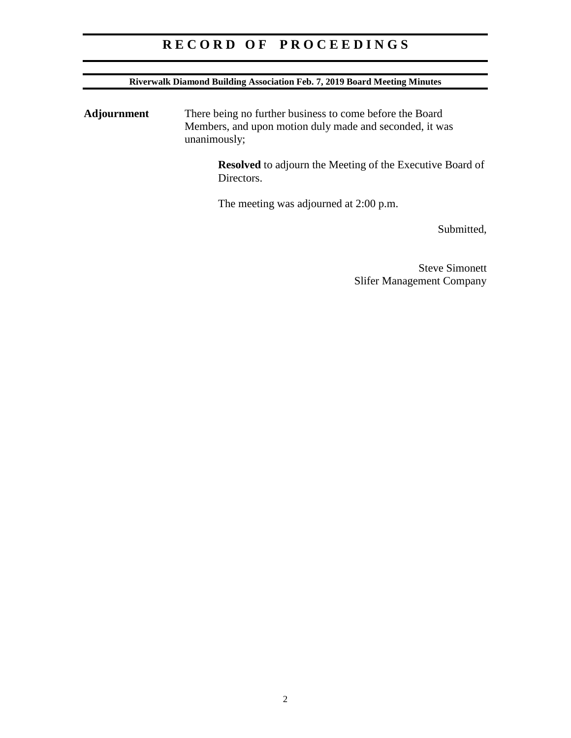**Adjournment**

There being no further business to come before the Board Members, and upon motion duly made and seconded, it was unanimously;

**Resolved** to adjourn the Meeting of the Executive Board of Directors.

The meeting was adjourned at 2:00 p.m.

Submitted,

Steve Simonett
Slifer Management Company